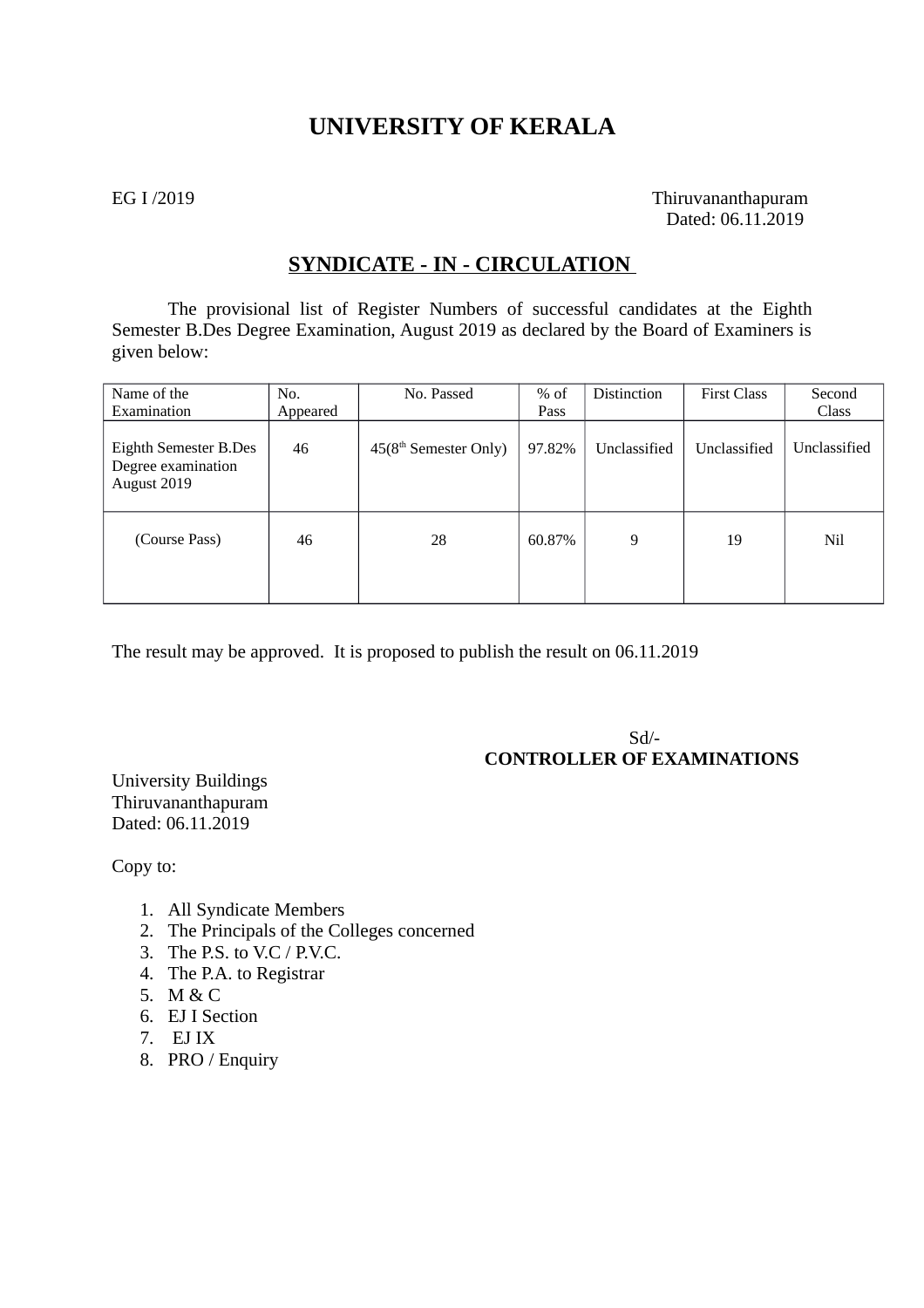# UNIVERSITY OF KERALA

EG I /2019

Thiruvananthapuram
Dated: 06.11.2019

## SYNDICATE - IN - CIRCULATION

The provisional list of Register Numbers of successful candidates at the Eighth Semester B.Des Degree Examination, August 2019 as declared by the Board of Examiners is given below:

| Name of the Examination | No. Appeared | No. Passed | % of Pass | Distinction | First Class | Second Class |
|---|---|---|---|---|---|---|
| Eighth Semester B.Des Degree examination August 2019 | 46 | 45(8th Semester Only) | 97.82% | Unclassified | Unclassified | Unclassified |
| (Course Pass) | 46 | 28 | 60.87% | 9 | 19 | Nil |

The result may be approved. It is proposed to publish the result on 06.11.2019

Sd/-
**CONTROLLER OF EXAMINATIONS**

University Buildings
Thiruvananthapuram
Dated: 06.11.2019

Copy to:

1. All Syndicate Members
2. The Principals of the Colleges concerned
3. The P.S. to V.C / P.V.C.
4. The P.A. to Registrar
5. M & C
6. EJ I Section
7. EJ IX
8. PRO / Enquiry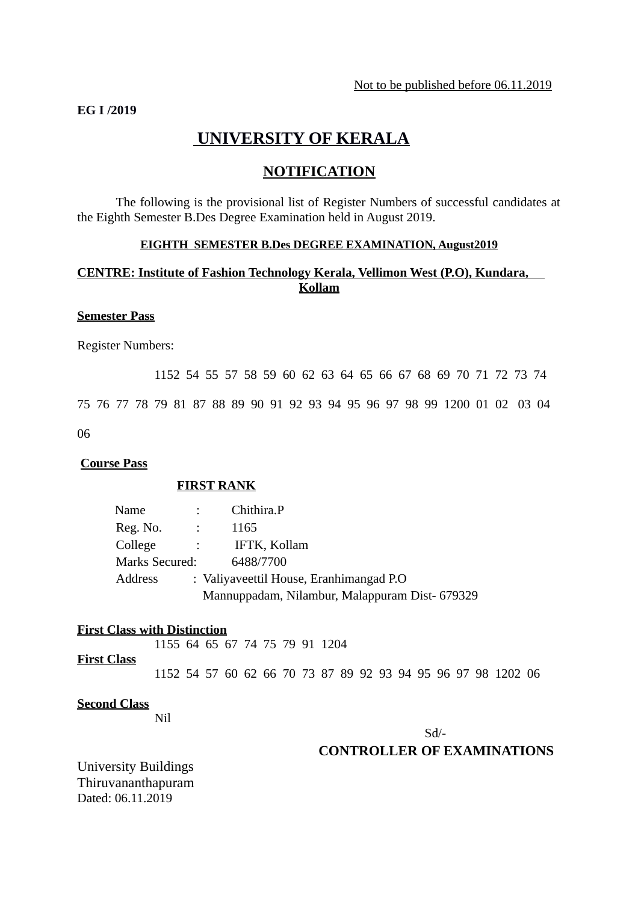Not to be published before 06.11.2019

**EG I /2019**

# UNIVERSITY OF KERALA

## NOTIFICATION

The following is the provisional list of Register Numbers of successful candidates at the Eighth Semester B.Des Degree Examination held in August 2019.

**EIGHTH SEMESTER B.Des DEGREE EXAMINATION, August2019**

**CENTRE: Institute of Fashion Technology Kerala, Vellimon West (P.O), Kundara, Kollam**

**Semester Pass**

Register Numbers:

1152 54 55 57 58 59 60 62 63 64 65 66 67 68 69 70 71 72 73 74 75 76 77 78 79 81 87 88 89 90 91 92 93 94 95 96 97 98 99 1200 01 02 03 04 06

**Course Pass**

**FIRST RANK**

Name : Chithira.P
Reg. No. : 1165
College : IFTK, Kollam
Marks Secured: 6488/7700
Address : Valiyaveettil House, Eranhimangad P.O
Mannuppadam, Nilambur, Malappuram Dist- 679329

**First Class with Distinction**

1155 64 65 67 74 75 79 91 1204

**First Class**

1152 54 57 60 62 66 70 73 87 89 92 93 94 95 96 97 98 1202 06

**Second Class**

Nil

Sd/-
**CONTROLLER OF EXAMINATIONS**

University Buildings
Thiruvananthapuram
Dated: 06.11.2019